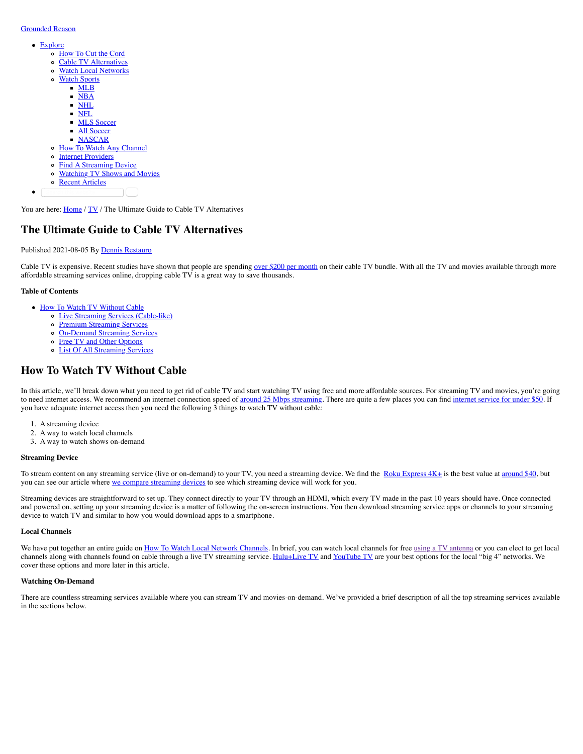Grounded Reason

- Explore
  - How To Cut the Cord
  - Cable TV Alternatives
  - Watch Local Networks
  - Watch Sports
    - MLB
    - NBA
    - NHL
    - NFL
    - MLS Soccer
    - All Soccer
    - NASCAR
  - How To Watch Any Channel
  - Internet Providers
  - Find A Streaming Device
  - Watching TV Shows and Movies
  - Recent Articles

You are here: Home / TV / The Ultimate Guide to Cable TV Alternatives

# The Ultimate Guide to Cable TV Alternatives

Published 2021-08-05 By Dennis Restauro

Cable TV is expensive. Recent studies have shown that people are spending over $200 per month on their cable TV bundle. With all the TV and movies available through more affordable streaming services online, dropping cable TV is a great way to save thousands.

**Table of Contents**

- How To Watch TV Without Cable
  - Live Streaming Services (Cable-like)
  - Premium Streaming Services
  - On-Demand Streaming Services
  - Free TV and Other Options
  - List Of All Streaming Services

## How To Watch TV Without Cable

In this article, we'll break down what you need to get rid of cable TV and start watching TV using free and more affordable sources. For streaming TV and movies, you're going to need internet access. We recommend an internet connection speed of around 25 Mbps streaming. There are quite a few places you can find internet service for under $50. If you have adequate internet access then you need the following 3 things to watch TV without cable:

1. A streaming device
2. A way to watch local channels
3. A way to watch shows on-demand

**Streaming Device**

To stream content on any streaming service (live or on-demand) to your TV, you need a streaming device. We find the Roku Express 4K+ is the best value at around $40, but you can see our article where we compare streaming devices to see which streaming device will work for you.

Streaming devices are straightforward to set up. They connect directly to your TV through an HDMI, which every TV made in the past 10 years should have. Once connected and powered on, setting up your streaming device is a matter of following the on-screen instructions. You then download streaming service apps or channels to your streaming device to watch TV and similar to how you would download apps to a smartphone.

**Local Channels**

We have put together an entire guide on How To Watch Local Network Channels. In brief, you can watch local channels for free using a TV antenna or you can elect to get local channels along with channels found on cable through a live TV streaming service. Hulu+Live TV and YouTube TV are your best options for the local "big 4" networks. We cover these options and more later in this article.

**Watching On-Demand**

There are countless streaming services available where you can stream TV and movies-on-demand. We've provided a brief description of all the top streaming services available in the sections below.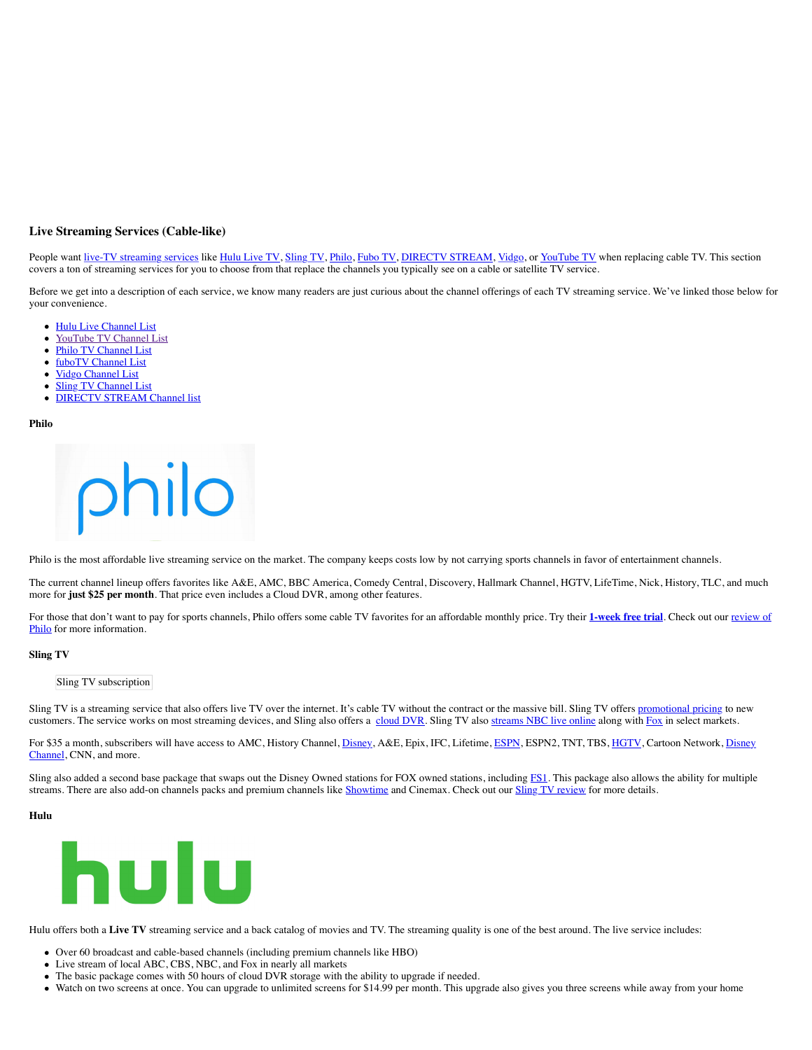## Live Streaming Services (Cable-like)

People want live-TV streaming services like Hulu Live TV, Sling TV, Philo, Fubo TV, DIRECTV STREAM, Vidgo, or YouTube TV when replacing cable TV. This section covers a ton of streaming services for you to choose from that replace the channels you typically see on a cable or satellite TV service.

Before we get into a description of each service, we know many readers are just curious about the channel offerings of each TV streaming service. We've linked those below for your convenience.

- Hulu Live Channel List
- YouTube TV Channel List
- Philo TV Channel List
- fuboTV Channel List
- Vidgo Channel List
- Sling TV Channel List
- DIRECTV STREAM Channel list

### Philo

Philo is the most affordable live streaming service on the market. The company keeps costs low by not carrying sports channels in favor of entertainment channels.

The current channel lineup offers favorites like A&E, AMC, BBC America, Comedy Central, Discovery, Hallmark Channel, HGTV, LifeTime, Nick, History, TLC, and much more for **just $25 per month**. That price even includes a Cloud DVR, among other features.

For those that don't want to pay for sports channels, Philo offers some cable TV favorites for an affordable monthly price. Try their **1-week free trial**. Check out our review of Philo for more information.

### Sling TV

Sling TV subscription

Sling TV is a streaming service that also offers live TV over the internet. It's cable TV without the contract or the massive bill. Sling TV offers promotional pricing to new customers. The service works on most streaming devices, and Sling also offers a cloud DVR. Sling TV also streams NBC live online along with Fox in select markets.

For $35 a month, subscribers will have access to AMC, History Channel, Disney, A&E, Epix, IFC, Lifetime, ESPN, ESPN2, TNT, TBS, HGTV, Cartoon Network, Disney Channel, CNN, and more.

Sling also added a second base package that swaps out the Disney Owned stations for FOX owned stations, including FS1. This package also allows the ability for multiple streams. There are also add-on channels packs and premium channels like Showtime and Cinemax. Check out our Sling TV review for more details.

### Hulu

Hulu offers both a **Live TV** streaming service and a back catalog of movies and TV. The streaming quality is one of the best around. The live service includes:

- Over 60 broadcast and cable-based channels (including premium channels like HBO)
- Live stream of local ABC, CBS, NBC, and Fox in nearly all markets
- The basic package comes with 50 hours of cloud DVR storage with the ability to upgrade if needed.
- Watch on two screens at once. You can upgrade to unlimited screens for $14.99 per month. This upgrade also gives you three screens while away from your home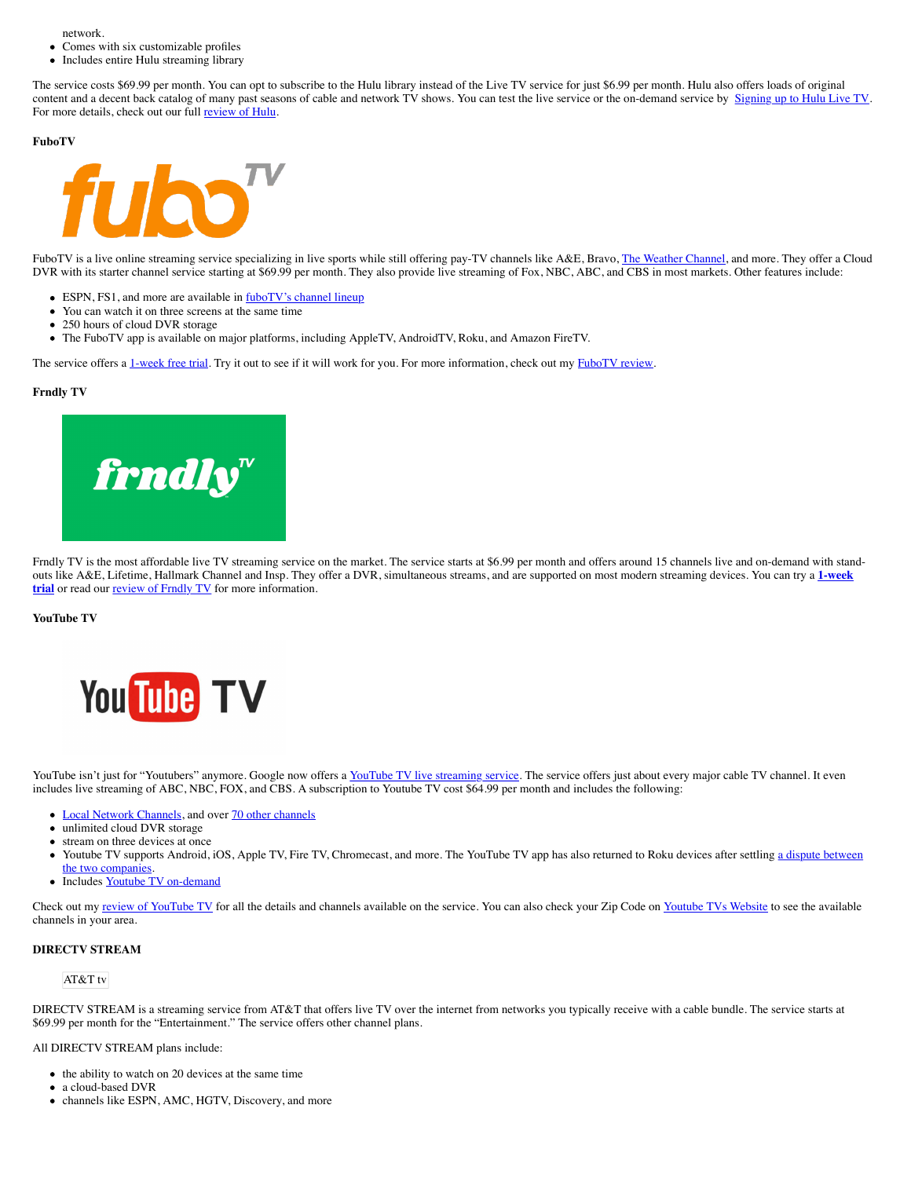network.
- Comes with six customizable profiles
- Includes entire Hulu streaming library

The service costs $69.99 per month. You can opt to subscribe to the Hulu library instead of the Live TV service for just $6.99 per month. Hulu also offers loads of original content and a decent back catalog of many past seasons of cable and network TV shows. You can test the live service or the on-demand service by Signing up to Hulu Live TV. For more details, check out our full review of Hulu.

**FuboTV**

FuboTV is a live online streaming service specializing in live sports while still offering pay-TV channels like A&E, Bravo, The Weather Channel, and more. They offer a Cloud DVR with its starter channel service starting at $69.99 per month. They also provide live streaming of Fox, NBC, ABC, and CBS in most markets. Other features include:

- ESPN, FS1, and more are available in fuboTV's channel lineup
- You can watch it on three screens at the same time
- 250 hours of cloud DVR storage
- The FuboTV app is available on major platforms, including AppleTV, AndroidTV, Roku, and Amazon FireTV.

The service offers a 1-week free trial. Try it out to see if it will work for you. For more information, check out my FuboTV review.

**Frndly TV**

Frndly TV is the most affordable live TV streaming service on the market. The service starts at $6.99 per month and offers around 15 channels live and on-demand with stand-outs like A&E, Lifetime, Hallmark Channel and Insp. They offer a DVR, simultaneous streams, and are supported on most modern streaming devices. You can try a **1-week trial** or read our review of Frndly TV for more information.

**YouTube TV**

YouTube isn't just for "Youtubers" anymore. Google now offers a YouTube TV live streaming service. The service offers just about every major cable TV channel. It even includes live streaming of ABC, NBC, FOX, and CBS. A subscription to Youtube TV cost $64.99 per month and includes the following:

- Local Network Channels, and over 70 other channels
- unlimited cloud DVR storage
- stream on three devices at once
- Youtube TV supports Android, iOS, Apple TV, Fire TV, Chromecast, and more. The YouTube TV app has also returned to Roku devices after settling a dispute between the two companies.
- Includes Youtube TV on-demand

Check out my review of YouTube TV for all the details and channels available on the service. You can also check your Zip Code on Youtube TVs Website to see the available channels in your area.

**DIRECTV STREAM**

AT&T tv

DIRECTV STREAM is a streaming service from AT&T that offers live TV over the internet from networks you typically receive with a cable bundle. The service starts at $69.99 per month for the "Entertainment." The service offers other channel plans.

All DIRECTV STREAM plans include:

- the ability to watch on 20 devices at the same time
- a cloud-based DVR
- channels like ESPN, AMC, HGTV, Discovery, and more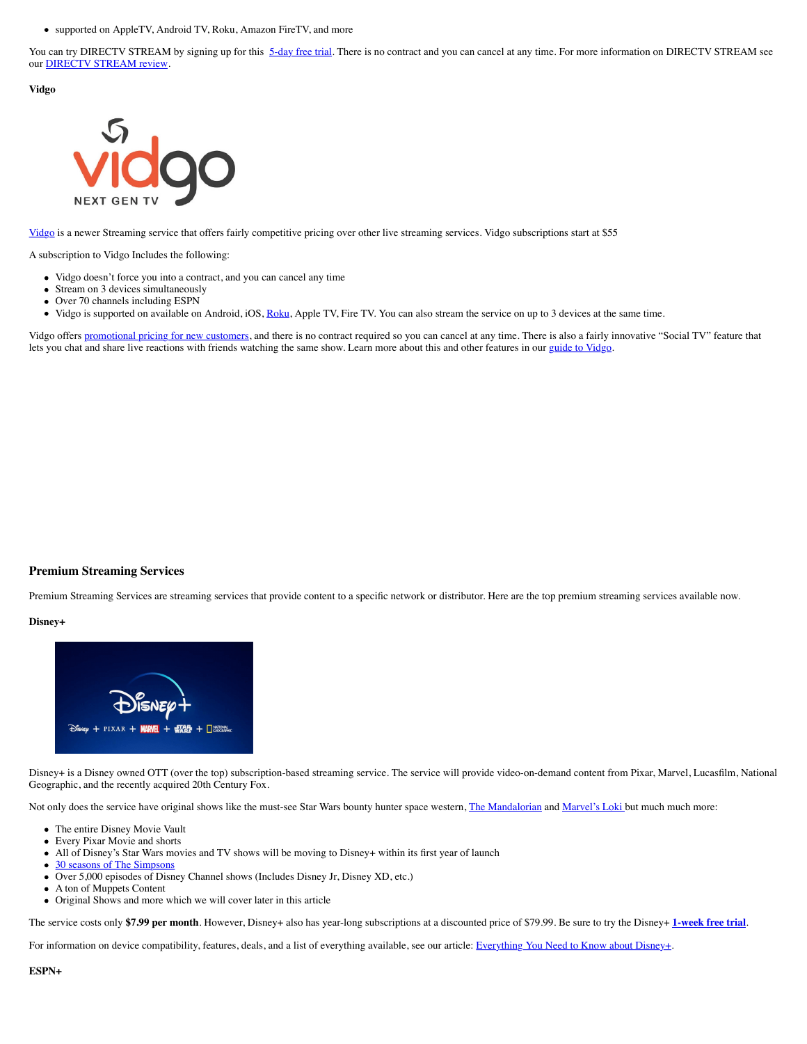- supported on AppleTV, Android TV, Roku, Amazon FireTV, and more

You can try DIRECTV STREAM by signing up for this 5-day free trial. There is no contract and you can cancel at any time. For more information on DIRECTV STREAM see our DIRECTV STREAM review.

**Vidgo**

Vidgo is a newer Streaming service that offers fairly competitive pricing over other live streaming services. Vidgo subscriptions start at $55

A subscription to Vidgo Includes the following:

- Vidgo doesn't force you into a contract, and you can cancel any time
- Stream on 3 devices simultaneously
- Over 70 channels including ESPN
- Vidgo is supported on available on Android, iOS, Roku, Apple TV, Fire TV. You can also stream the service on up to 3 devices at the same time.

Vidgo offers promotional pricing for new customers, and there is no contract required so you can cancel at any time. There is also a fairly innovative "Social TV" feature that lets you chat and share live reactions with friends watching the same show. Learn more about this and other features in our guide to Vidgo.

## Premium Streaming Services

Premium Streaming Services are streaming services that provide content to a specific network or distributor. Here are the top premium streaming services available now.

**Disney+**

Disney+ is a Disney owned OTT (over the top) subscription-based streaming service. The service will provide video-on-demand content from Pixar, Marvel, Lucasfilm, National Geographic, and the recently acquired 20th Century Fox.

Not only does the service have original shows like the must-see Star Wars bounty hunter space western, The Mandalorian and Marvel's Loki but much much more:

- The entire Disney Movie Vault
- Every Pixar Movie and shorts
- All of Disney's Star Wars movies and TV shows will be moving to Disney+ within its first year of launch
- 30 seasons of The Simpsons
- Over 5,000 episodes of Disney Channel shows (Includes Disney Jr, Disney XD, etc.)
- A ton of Muppets Content
- Original Shows and more which we will cover later in this article

The service costs only **$7.99 per month**. However, Disney+ also has year-long subscriptions at a discounted price of $79.99. Be sure to try the Disney+ **1-week free trial**.

For information on device compatibility, features, deals, and a list of everything available, see our article: Everything You Need to Know about Disney+.

**ESPN+**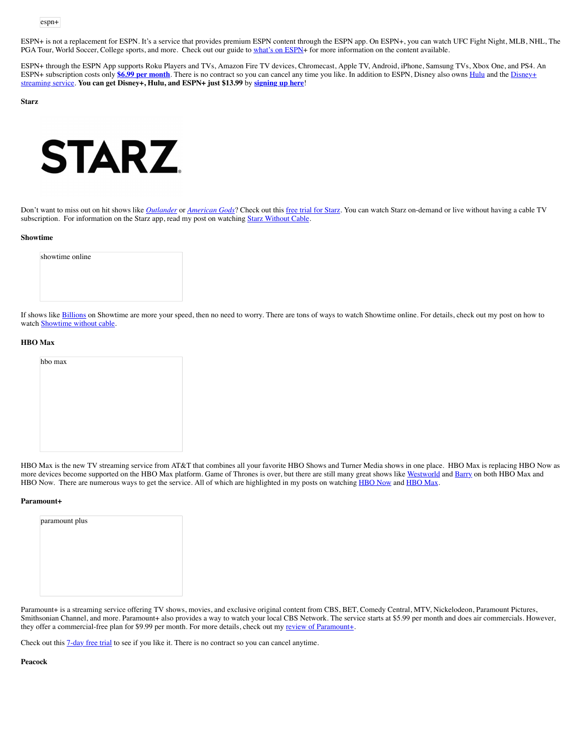espn+

ESPN+ is not a replacement for ESPN. It's a service that provides premium ESPN content through the ESPN app. On ESPN+, you can watch UFC Fight Night, MLB, NHL, The PGA Tour, World Soccer, College sports, and more. Check out our guide to what's on ESPN+ for more information on the content available.

ESPN+ through the ESPN App supports Roku Players and TVs, Amazon Fire TV devices, Chromecast, Apple TV, Android, iPhone, Samsung TVs, Xbox One, and PS4. An ESPN+ subscription costs only **$6.99 per month**. There is no contract so you can cancel any time you like. In addition to ESPN, Disney also owns Hulu and the Disney+ streaming service. **You can get Disney+, Hulu, and ESPN+ just $13.99** by **signing up here**!

**Starz**

Don't want to miss out on hit shows like *Outlander* or *American Gods*? Check out this free trial for Starz. You can watch Starz on-demand or live without having a cable TV subscription. For information on the Starz app, read my post on watching Starz Without Cable.

**Showtime**

showtime online

If shows like Billions on Showtime are more your speed, then no need to worry. There are tons of ways to watch Showtime online. For details, check out my post on how to watch Showtime without cable.

**HBO Max**

hbo max

HBO Max is the new TV streaming service from AT&T that combines all your favorite HBO Shows and Turner Media shows in one place. HBO Max is replacing HBO Now as more devices become supported on the HBO Max platform. Game of Thrones is over, but there are still many great shows like Westworld and Barry on both HBO Max and HBO Now. There are numerous ways to get the service. All of which are highlighted in my posts on watching HBO Now and HBO Max.

**Paramount+**

paramount plus

Paramount+ is a streaming service offering TV shows, movies, and exclusive original content from CBS, BET, Comedy Central, MTV, Nickelodeon, Paramount Pictures, Smithsonian Channel, and more. Paramount+ also provides a way to watch your local CBS Network. The service starts at $5.99 per month and does air commercials. However, they offer a commercial-free plan for $9.99 per month. For more details, check out my review of Paramount+.

Check out this 7-day free trial to see if you like it. There is no contract so you can cancel anytime.

**Peacock**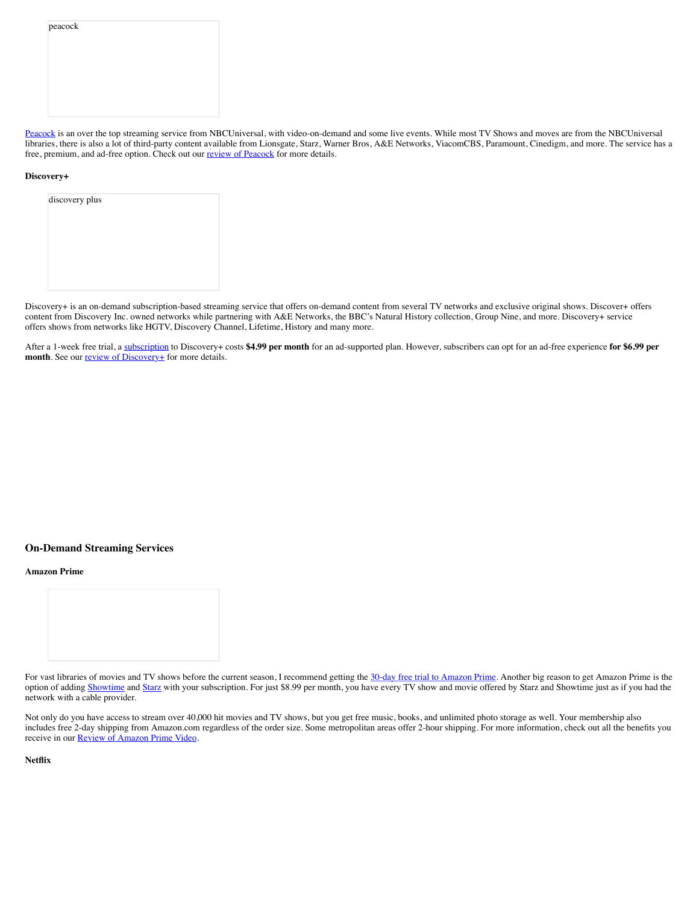peacock

Peacock is an over the top streaming service from NBCUniversal, with video-on-demand and some live events. While most TV Shows and moves are from the NBCUniversal libraries, there is also a lot of third-party content available from Lionsgate, Starz, Warner Bros, A&E Networks, ViacomCBS, Paramount, Cinedigm, and more. The service has a free, premium, and ad-free option. Check out our review of Peacock for more details.

**Discovery+**

discovery plus

Discovery+ is an on-demand subscription-based streaming service that offers on-demand content from several TV networks and exclusive original shows. Discover+ offers content from Discovery Inc. owned networks while partnering with A&E Networks, the BBC's Natural History collection, Group Nine, and more. Discovery+ service offers shows from networks like HGTV, Discovery Channel, Lifetime, History and many more.

After a 1-week free trial, a subscription to Discovery+ costs **$4.99 per month** for an ad-supported plan. However, subscribers can opt for an ad-free experience **for $6.99 per month**. See our review of Discovery+ for more details.

### On-Demand Streaming Services

**Amazon Prime**

For vast libraries of movies and TV shows before the current season, I recommend getting the 30-day free trial to Amazon Prime. Another big reason to get Amazon Prime is the option of adding Showtime and Starz with your subscription. For just $8.99 per month, you have every TV show and movie offered by Starz and Showtime just as if you had the network with a cable provider.

Not only do you have access to stream over 40,000 hit movies and TV shows, but you get free music, books, and unlimited photo storage as well. Your membership also includes free 2-day shipping from Amazon.com regardless of the order size. Some metropolitan areas offer 2-hour shipping. For more information, check out all the benefits you receive in our Review of Amazon Prime Video.

**Netflix**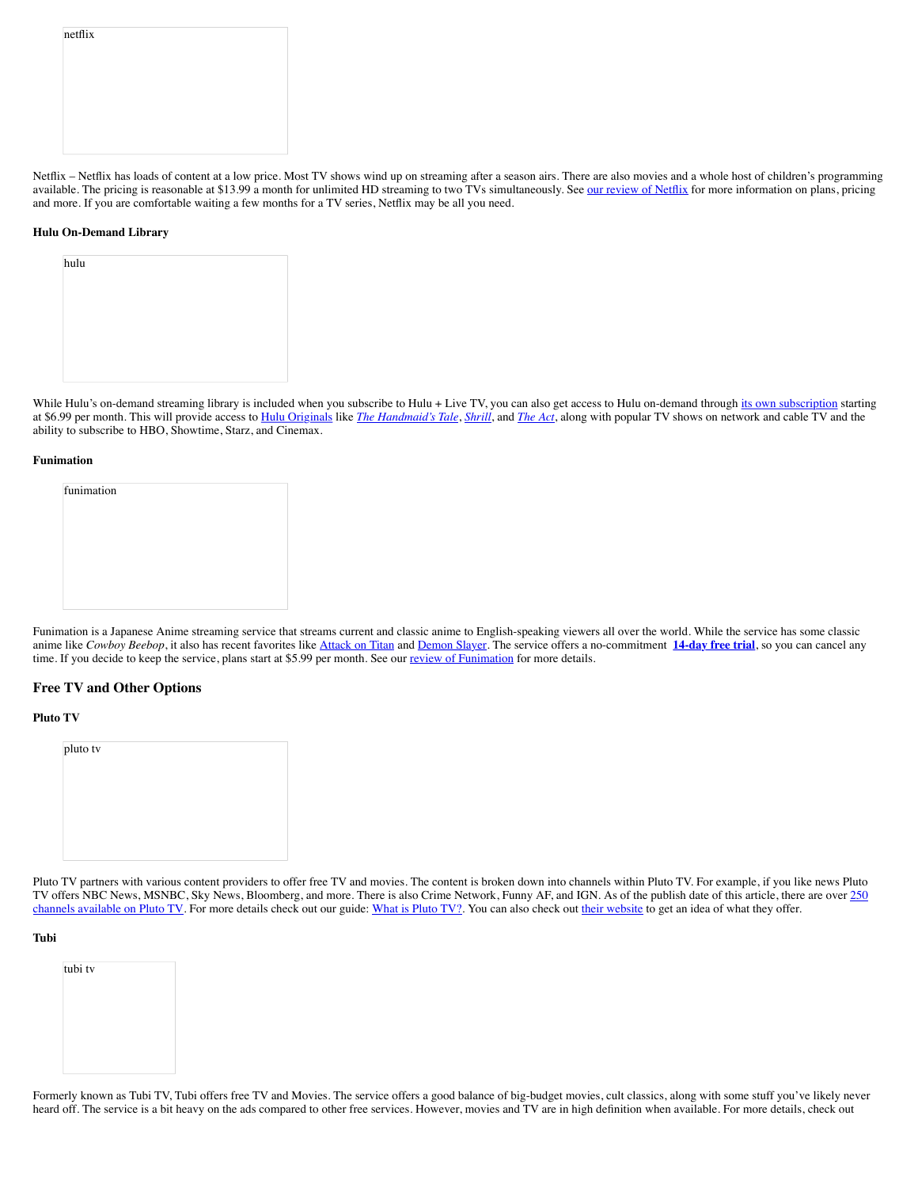netflix

Netflix – Netflix has loads of content at a low price. Most TV shows wind up on streaming after a season airs. There are also movies and a whole host of children's programming available. The pricing is reasonable at $13.99 a month for unlimited HD streaming to two TVs simultaneously. See our review of Netflix for more information on plans, pricing and more. If you are comfortable waiting a few months for a TV series, Netflix may be all you need.

#### Hulu On-Demand Library

hulu

While Hulu's on-demand streaming library is included when you subscribe to Hulu + Live TV, you can also get access to Hulu on-demand through its own subscription starting at $6.99 per month. This will provide access to Hulu Originals like *The Handmaid's Tale*, *Shrill*, and *The Act*, along with popular TV shows on network and cable TV and the ability to subscribe to HBO, Showtime, Starz, and Cinemax.

#### Funimation

funimation

Funimation is a Japanese Anime streaming service that streams current and classic anime to English-speaking viewers all over the world. While the service has some classic anime like *Cowboy Beebop*, it also has recent favorites like Attack on Titan and Demon Slayer. The service offers a no-commitment **14-day free trial**, so you can cancel any time. If you decide to keep the service, plans start at $5.99 per month. See our review of Funimation for more details.

### Free TV and Other Options

#### Pluto TV

pluto tv

Pluto TV partners with various content providers to offer free TV and movies. The content is broken down into channels within Pluto TV. For example, if you like news Pluto TV offers NBC News, MSNBC, Sky News, Bloomberg, and more. There is also Crime Network, Funny AF, and IGN. As of the publish date of this article, there are over 250 channels available on Pluto TV. For more details check out our guide: What is Pluto TV?. You can also check out their website to get an idea of what they offer.

#### Tubi

tubi tv

Formerly known as Tubi TV, Tubi offers free TV and Movies. The service offers a good balance of big-budget movies, cult classics, along with some stuff you've likely never heard off. The service is a bit heavy on the ads compared to other free services. However, movies and TV are in high definition when available. For more details, check out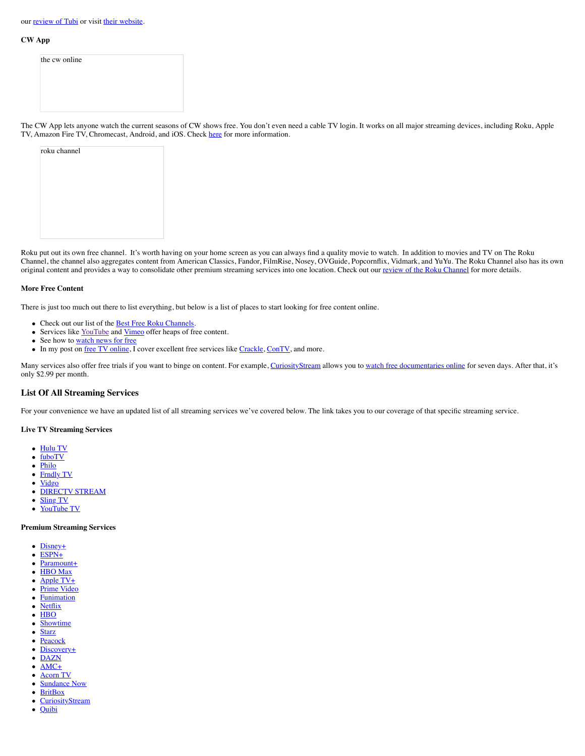our review of Tubi or visit their website.

### CW App

the cw online

The CW App lets anyone watch the current seasons of CW shows free. You don't even need a cable TV login. It works on all major streaming devices, including Roku, Apple TV, Amazon Fire TV, Chromecast, Android, and iOS. Check here for more information.

roku channel

Roku put out its own free channel. It's worth having on your home screen as you can always find a quality movie to watch. In addition to movies and TV on The Roku Channel, the channel also aggregates content from American Classics, Fandor, FilmRise, Nosey, OVGuide, Popcornflix, Vidmark, and YuYu. The Roku Channel also has its own original content and provides a way to consolidate other premium streaming services into one location. Check out our review of the Roku Channel for more details.

### More Free Content

There is just too much out there to list everything, but below is a list of places to start looking for free content online.

- Check out our list of the Best Free Roku Channels.
- Services like YouTube and Vimeo offer heaps of free content.
- See how to watch news for free
- In my post on free TV online, I cover excellent free services like Crackle, ConTV, and more.

Many services also offer free trials if you want to binge on content. For example, CuriosityStream allows you to watch free documentaries online for seven days. After that, it's only $2.99 per month.

## List Of All Streaming Services

For your convenience we have an updated list of all streaming services we've covered below. The link takes you to our coverage of that specific streaming service.

### Live TV Streaming Services

- Hulu TV
- fuboTV
- Philo
- Frndly TV
- Vidgo
- DIRECTV STREAM
- Sling TV
- YouTube TV

### Premium Streaming Services

- Disney+
- ESPN+
- Paramount+
- HBO Max
- Apple TV+
- Prime Video
- Funimation
- Netflix
- HBO
- Showtime
- Starz
- Peacock
- Discovery+
- DAZN
- AMC+
- Acorn TV
- Sundance Now
- BritBox
- CuriosityStream
- Quibi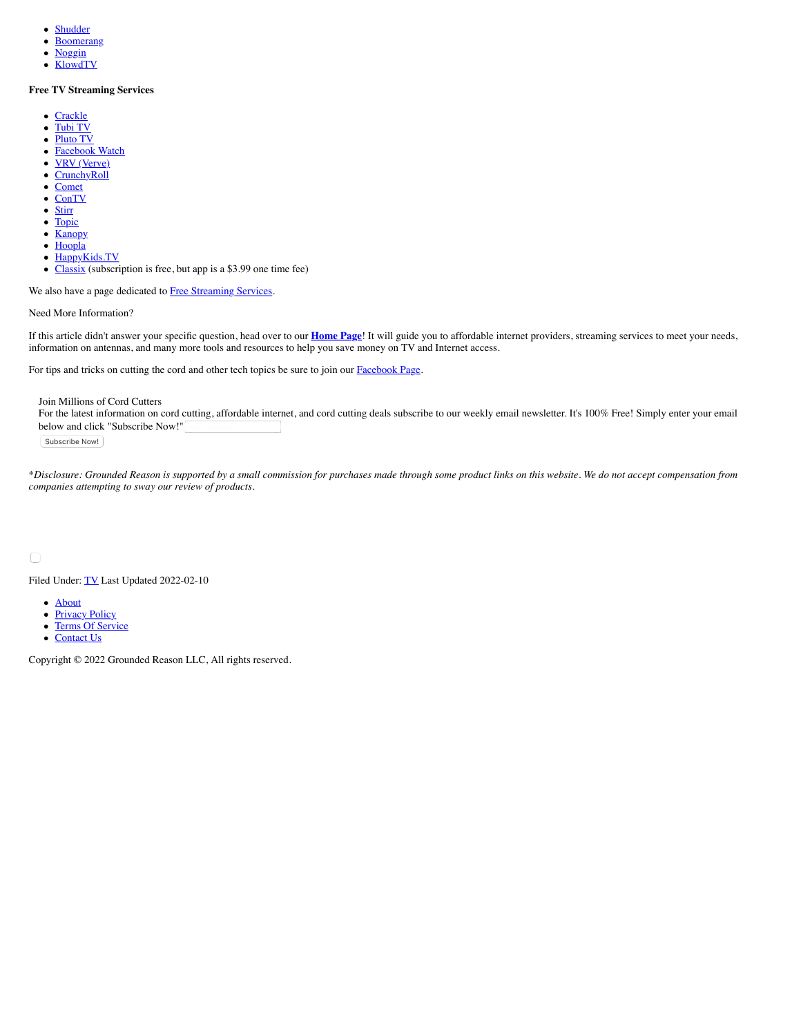- Shudder
- Boomerang
- Noggin
- KlowdTV

**Free TV Streaming Services**

- Crackle
- Tubi TV
- Pluto TV
- Facebook Watch
- VRV (Verve)
- CrunchyRoll
- Comet
- ConTV
- Stirr
- Topic
- Kanopy
- Hoopla
- HappyKids.TV
- Classix (subscription is free, but app is a $3.99 one time fee)

We also have a page dedicated to Free Streaming Services.

Need More Information?

If this article didn't answer your specific question, head over to our **Home Page**! It will guide you to affordable internet providers, streaming services to meet your needs, information on antennas, and many more tools and resources to help you save money on TV and Internet access.

For tips and tricks on cutting the cord and other tech topics be sure to join our Facebook Page.

Join Millions of Cord Cutters
For the latest information on cord cutting, affordable internet, and cord cutting deals subscribe to our weekly email newsletter. It's 100% Free! Simply enter your email below and click "Subscribe Now!"

Subscribe Now!

**Disclosure: Grounded Reason is supported by a small commission for purchases made through some product links on this website. We do not accept compensation from companies attempting to sway our review of products.*

Filed Under: TV Last Updated 2022-02-10

- About
- Privacy Policy
- Terms Of Service
- Contact Us

Copyright © 2022 Grounded Reason LLC, All rights reserved.